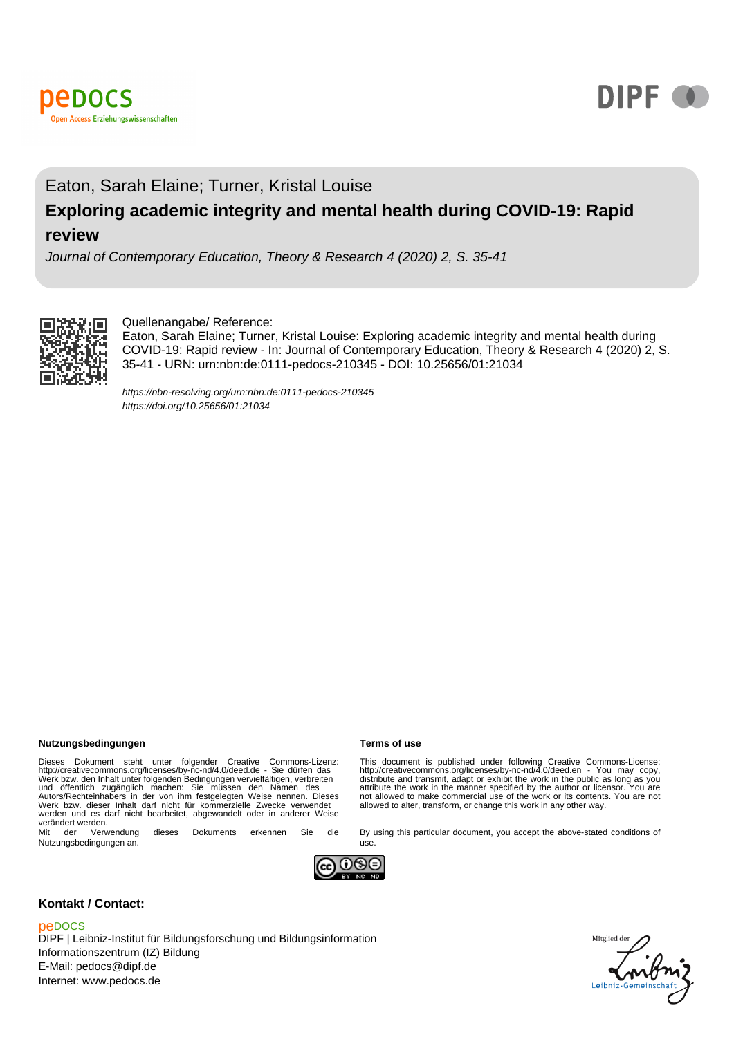peDOCS
Open Access Erziehungswissenschaften

DIPF

Eaton, Sarah Elaine; Turner, Kristal Louise

# Exploring academic integrity and mental health during COVID-19: Rapid review

*Journal of Contemporary Education, Theory & Research 4 (2020) 2, S. 35-41*

Quellenangabe/ Reference:
Eaton, Sarah Elaine; Turner, Kristal Louise: Exploring academic integrity and mental health during COVID-19: Rapid review - In: Journal of Contemporary Education, Theory & Research 4 (2020) 2, S. 35-41 - URN: urn:nbn:de:0111-pedocs-210345 - DOI: 10.25656/01:21034

*https://nbn-resolving.org/urn:nbn:de:0111-pedocs-210345*
*https://doi.org/10.25656/01:21034*

**Nutzungsbedingungen**

Dieses Dokument steht unter folgender Creative Commons-Lizenz: http://creativecommons.org/licenses/by-nc-nd/4.0/deed.de - Sie dürfen das Werk bzw. den Inhalt unter folgenden Bedingungen vervielfältigen, verbreiten und öffentlich zugänglich machen: Sie müssen den Namen des Autors/Rechteinhabers in der von ihm festgelegten Weise nennen. Dieses Werk bzw. dieser Inhalt darf nicht für kommerzielle Zwecke verwendet werden und es darf nicht bearbeitet, abgewandelt oder in anderer Weise verändert werden.
Mit der Verwendung dieses Dokuments erkennen Sie die Nutzungsbedingungen an.

**Terms of use**

This document is published under following Creative Commons-License: http://creativecommons.org/licenses/by-nc-nd/4.0/deed.en - You may copy, distribute and transmit, adapt or exhibit the work in the public as long as you attribute the work in the manner specified by the author or licensor. You are not allowed to make commercial use of the work or its contents. You are not allowed to alter, transform, or change this work in any other way.

By using this particular document, you accept the above-stated conditions of use.

**Kontakt / Contact:**

peDOCS
DIPF | Leibniz-Institut für Bildungsforschung und Bildungsinformation
Informationszentrum (IZ) Bildung
E-Mail: pedocs@dipf.de
Internet: www.pedocs.de

Mitglied der Leibniz-Gemeinschaft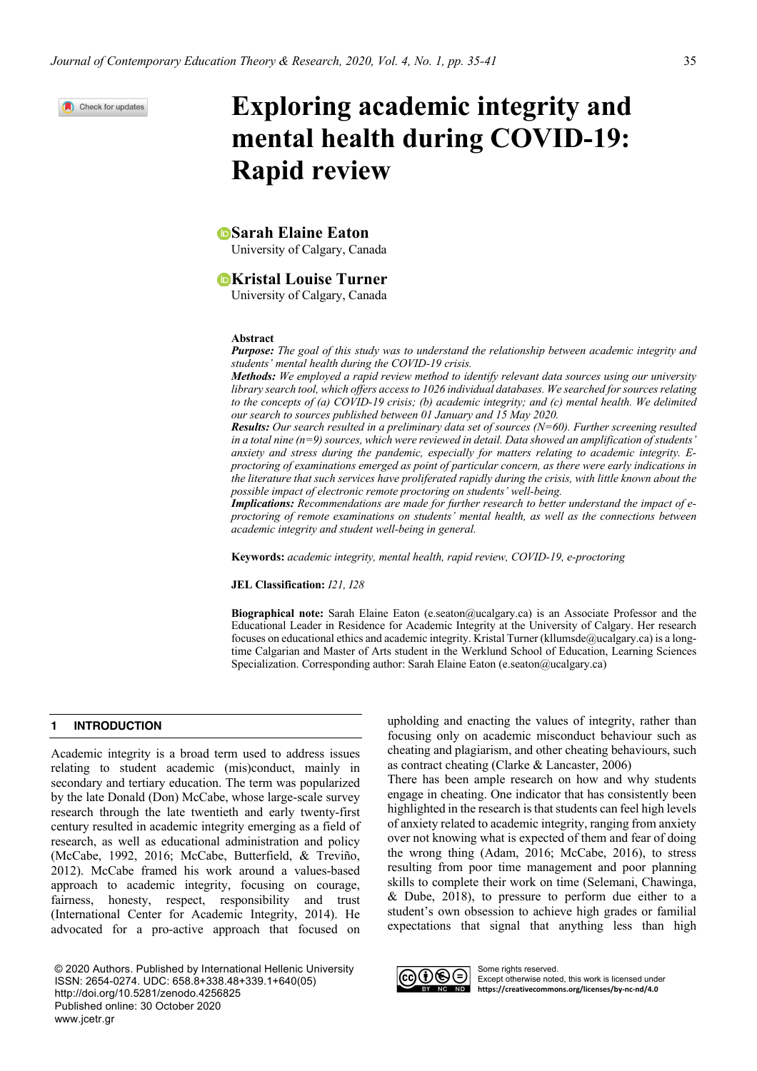# Exploring academic integrity and mental health during COVID-19: Rapid review

**Sarah Elaine Eaton**
University of Calgary, Canada

**Kristal Louise Turner**
University of Calgary, Canada

**Abstract**

***Purpose:*** *The goal of this study was to understand the relationship between academic integrity and students' mental health during the COVID-19 crisis.*

***Methods:*** *We employed a rapid review method to identify relevant data sources using our university library search tool, which offers access to 1026 individual databases. We searched for sources relating to the concepts of (a) COVID-19 crisis; (b) academic integrity; and (c) mental health. We delimited our search to sources published between 01 January and 15 May 2020.*

***Results:*** *Our search resulted in a preliminary data set of sources (N=60). Further screening resulted in a total nine (n=9) sources, which were reviewed in detail. Data showed an amplification of students' anxiety and stress during the pandemic, especially for matters relating to academic integrity. E-proctoring of examinations emerged as point of particular concern, as there were early indications in the literature that such services have proliferated rapidly during the crisis, with little known about the possible impact of electronic remote proctoring on students' well-being.*

***Implications:*** *Recommendations are made for further research to better understand the impact of e-proctoring of remote examinations on students' mental health, as well as the connections between academic integrity and student well-being in general.*

**Keywords:** *academic integrity, mental health, rapid review, COVID-19, e-proctoring*

**JEL Classification:** *I21, I28*

**Biographical note:** Sarah Elaine Eaton (e.seaton@ucalgary.ca) is an Associate Professor and the Educational Leader in Residence for Academic Integrity at the University of Calgary. Her research focuses on educational ethics and academic integrity. Kristal Turner (kllumsde@ucalgary.ca) is a long-time Calgarian and Master of Arts student in the Werklund School of Education, Learning Sciences Specialization. Corresponding author: Sarah Elaine Eaton (e.seaton@ucalgary.ca)

## 1 INTRODUCTION

Academic integrity is a broad term used to address issues relating to student academic (mis)conduct, mainly in secondary and tertiary education. The term was popularized by the late Donald (Don) McCabe, whose large-scale survey research through the late twentieth and early twenty-first century resulted in academic integrity emerging as a field of research, as well as educational administration and policy (McCabe, 1992, 2016; McCabe, Butterfield, & Treviño, 2012). McCabe framed his work around a values-based approach to academic integrity, focusing on courage, fairness, honesty, respect, responsibility and trust (International Center for Academic Integrity, 2014). He advocated for a pro-active approach that focused on upholding and enacting the values of integrity, rather than focusing only on academic misconduct behaviour such as cheating and plagiarism, and other cheating behaviours, such as contract cheating (Clarke & Lancaster, 2006)

There has been ample research on how and why students engage in cheating. One indicator that has consistently been highlighted in the research is that students can feel high levels of anxiety related to academic integrity, ranging from anxiety over not knowing what is expected of them and fear of doing the wrong thing (Adam, 2016; McCabe, 2016), to stress resulting from poor time management and poor planning skills to complete their work on time (Selemani, Chawinga, & Dube, 2018), to pressure to perform due either to a student's own obsession to achieve high grades or familial expectations that signal that anything less than high

© 2020 Authors. Published by International Hellenic University
ISSN: 2654-0274. UDC: 658.8+338.48+339.1+640(05)
http://doi.org/10.5281/zenodo.4256825
Published online: 30 October 2020
www.jcetr.gr

Some rights reserved.
Except otherwise noted, this work is licensed under https://creativecommons.org/licenses/by-nc-nd/4.0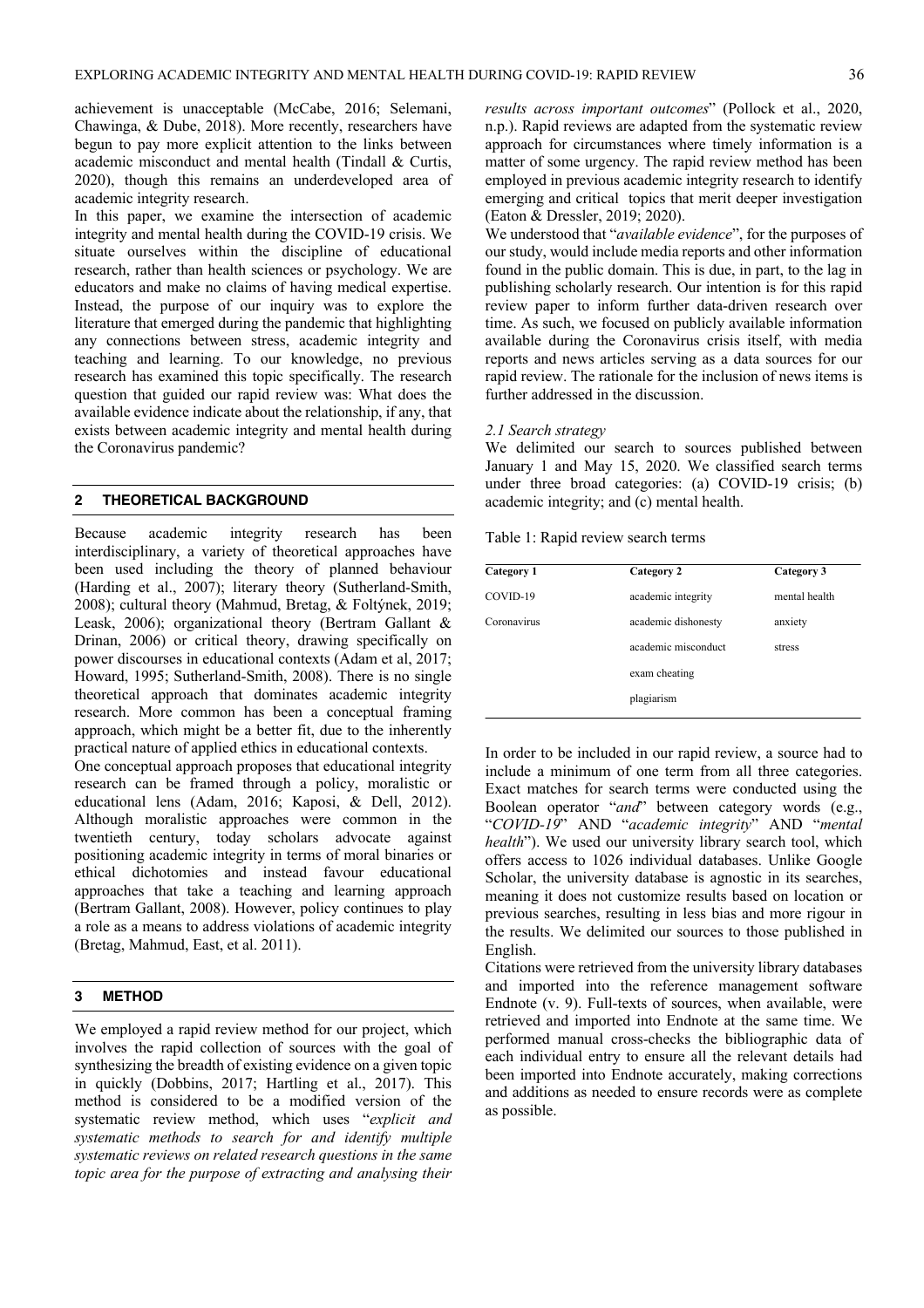achievement is unacceptable (McCabe, 2016; Selemani, Chawinga, & Dube, 2018). More recently, researchers have begun to pay more explicit attention to the links between academic misconduct and mental health (Tindall & Curtis, 2020), though this remains an underdeveloped area of academic integrity research.

In this paper, we examine the intersection of academic integrity and mental health during the COVID-19 crisis. We situate ourselves within the discipline of educational research, rather than health sciences or psychology. We are educators and make no claims of having medical expertise. Instead, the purpose of our inquiry was to explore the literature that emerged during the pandemic that highlighting any connections between stress, academic integrity and teaching and learning. To our knowledge, no previous research has examined this topic specifically. The research question that guided our rapid review was: What does the available evidence indicate about the relationship, if any, that exists between academic integrity and mental health during the Coronavirus pandemic?

## 2 THEORETICAL BACKGROUND

Because academic integrity research has been interdisciplinary, a variety of theoretical approaches have been used including the theory of planned behaviour (Harding et al., 2007); literary theory (Sutherland-Smith, 2008); cultural theory (Mahmud, Bretag, & Foltýnek, 2019; Leask, 2006); organizational theory (Bertram Gallant & Drinan, 2006) or critical theory, drawing specifically on power discourses in educational contexts (Adam et al, 2017; Howard, 1995; Sutherland-Smith, 2008). There is no single theoretical approach that dominates academic integrity research. More common has been a conceptual framing approach, which might be a better fit, due to the inherently practical nature of applied ethics in educational contexts.

One conceptual approach proposes that educational integrity research can be framed through a policy, moralistic or educational lens (Adam, 2016; Kaposi, & Dell, 2012). Although moralistic approaches were common in the twentieth century, today scholars advocate against positioning academic integrity in terms of moral binaries or ethical dichotomies and instead favour educational approaches that take a teaching and learning approach (Bertram Gallant, 2008). However, policy continues to play a role as a means to address violations of academic integrity (Bretag, Mahmud, East, et al. 2011).

## 3 METHOD

We employed a rapid review method for our project, which involves the rapid collection of sources with the goal of synthesizing the breadth of existing evidence on a given topic in quickly (Dobbins, 2017; Hartling et al., 2017). This method is considered to be a modified version of the systematic review method, which uses "*explicit and systematic methods to search for and identify multiple systematic reviews on related research questions in the same topic area for the purpose of extracting and analysing their results across important outcomes*" (Pollock et al., 2020, n.p.). Rapid reviews are adapted from the systematic review approach for circumstances where timely information is a matter of some urgency. The rapid review method has been employed in previous academic integrity research to identify emerging and critical topics that merit deeper investigation (Eaton & Dressler, 2019; 2020).

We understood that "*available evidence*", for the purposes of our study, would include media reports and other information found in the public domain. This is due, in part, to the lag in publishing scholarly research. Our intention is for this rapid review paper to inform further data-driven research over time. As such, we focused on publicly available information available during the Coronavirus crisis itself, with media reports and news articles serving as a data sources for our rapid review. The rationale for the inclusion of news items is further addressed in the discussion.

### *2.1 Search strategy*

We delimited our search to sources published between January 1 and May 15, 2020. We classified search terms under three broad categories: (a) COVID-19 crisis; (b) academic integrity; and (c) mental health.

Table 1: Rapid review search terms

| Category 1 | Category 2 | Category 3 |
| --- | --- | --- |
| COVID-19 | academic integrity | mental health |
| Coronavirus | academic dishonesty | anxiety |
| | academic misconduct | stress |
| | exam cheating | |
| | plagiarism | |

In order to be included in our rapid review, a source had to include a minimum of one term from all three categories. Exact matches for search terms were conducted using the Boolean operator "*and*" between category words (e.g., "*COVID-19*" AND "*academic integrity*" AND "*mental health*"). We used our university library search tool, which offers access to 1026 individual databases. Unlike Google Scholar, the university database is agnostic in its searches, meaning it does not customize results based on location or previous searches, resulting in less bias and more rigour in the results. We delimited our sources to those published in English.

Citations were retrieved from the university library databases and imported into the reference management software Endnote (v. 9). Full-texts of sources, when available, were retrieved and imported into Endnote at the same time. We performed manual cross-checks the bibliographic data of each individual entry to ensure all the relevant details had been imported into Endnote accurately, making corrections and additions as needed to ensure records were as complete as possible.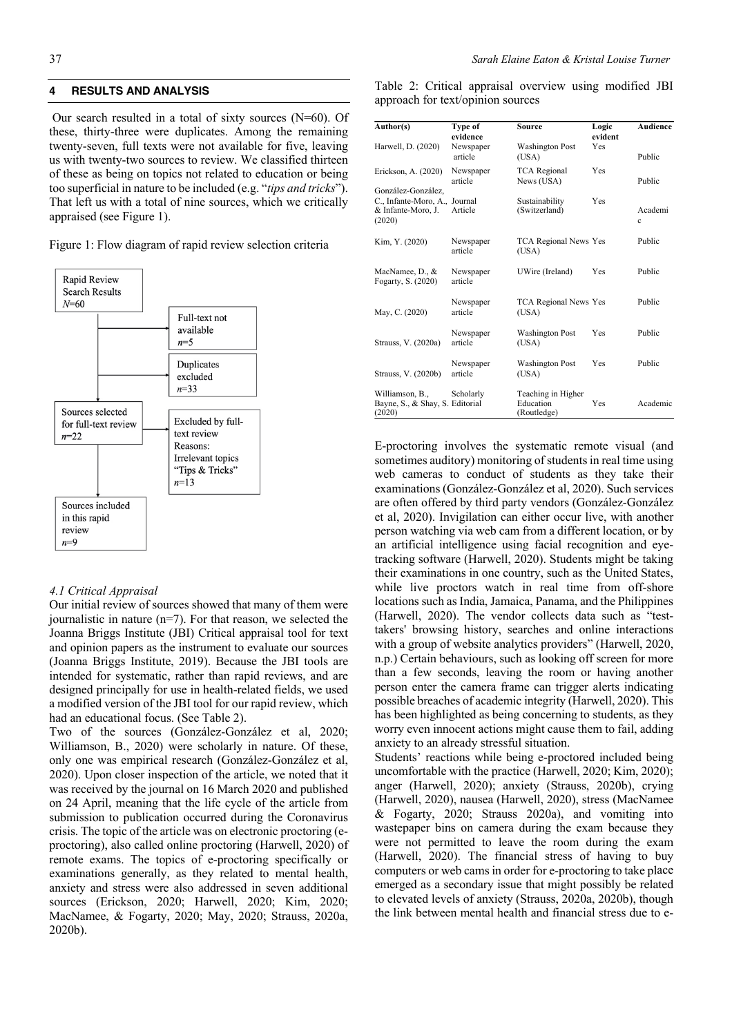## 4 RESULTS AND ANALYSIS

Our search resulted in a total of sixty sources (N=60). Of these, thirty-three were duplicates. Among the remaining twenty-seven, full texts were not available for five, leaving us with twenty-two sources to review. We classified thirteen of these as being on topics not related to education or being too superficial in nature to be included (e.g. "*tips and tricks*"). That left us with a total of nine sources, which we critically appraised (see Figure 1).

Figure 1: Flow diagram of rapid review selection criteria

Rapid Review Search Results $N$=60

Full-text not available $n$=5

Duplicates excluded $n$=33

Sources selected for full-text review $n$=22

Excluded by full-text review Reasons: Irrelevant topics "Tips & Tricks" $n$=13

Sources included in this rapid review $n$=9

### 4.1 Critical Appraisal

Our initial review of sources showed that many of them were journalistic in nature (n=7). For that reason, we selected the Joanna Briggs Institute (JBI) Critical appraisal tool for text and opinion papers as the instrument to evaluate our sources (Joanna Briggs Institute, 2019). Because the JBI tools are intended for systematic, rather than rapid reviews, and are designed principally for use in health-related fields, we used a modified version of the JBI tool for our rapid review, which had an educational focus. (See Table 2).

Two of the sources (González-González et al, 2020; Williamson, B., 2020) were scholarly in nature. Of these, only one was empirical research (González-González et al, 2020). Upon closer inspection of the article, we noted that it was received by the journal on 16 March 2020 and published on 24 April, meaning that the life cycle of the article from submission to publication occurred during the Coronavirus crisis. The topic of the article was on electronic proctoring (e-proctoring), also called online proctoring (Harwell, 2020) of remote exams. The topics of e-proctoring specifically or examinations generally, as they related to mental health, anxiety and stress were also addressed in seven additional sources (Erickson, 2020; Harwell, 2020; Kim, 2020; MacNamee, & Fogarty, 2020; May, 2020; Strauss, 2020a, 2020b).

Table 2: Critical appraisal overview using modified JBI approach for text/opinion sources

| Author(s) | Type of evidence | Source | Logic evident | Audience |
|---|---|---|---|---|
| Harwell, D. (2020) | Newspaper article | Washington Post (USA) | Yes | Public |
| Erickson, A. (2020) | Newspaper article | TCA Regional News (USA) | Yes | Public |
| González-González, C., Infante-Moro, A., & Infante-Moro, J. (2020) | Journal Article | Sustainability (Switzerland) | Yes | Academic |
| Kim, Y. (2020) | Newspaper article | TCA Regional News (USA) | Yes | Public |
| MacNamee, D., & Fogarty, S. (2020) | Newspaper article | UWire (Ireland) | Yes | Public |
| May, C. (2020) | Newspaper article | TCA Regional News (USA) | Yes | Public |
| Strauss, V. (2020a) | Newspaper article | Washington Post (USA) | Yes | Public |
| Strauss, V. (2020b) | Newspaper article | Washington Post (USA) | Yes | Public |
| Williamson, B., Bayne, S., & Shay, S. (2020) | Scholarly Editorial | Teaching in Higher Education (Routledge) | Yes | Academic |

E-proctoring involves the systematic remote visual (and sometimes auditory) monitoring of students in real time using web cameras to conduct of students as they take their examinations (González-González et al, 2020). Such services are often offered by third party vendors (González-González et al, 2020). Invigilation can either occur live, with another person watching via web cam from a different location, or by an artificial intelligence using facial recognition and eye-tracking software (Harwell, 2020). Students might be taking their examinations in one country, such as the United States, while live proctors watch in real time from off-shore locations such as India, Jamaica, Panama, and the Philippines (Harwell, 2020). The vendor collects data such as "test-takers' browsing history, searches and online interactions with a group of website analytics providers" (Harwell, 2020, n.p.) Certain behaviours, such as looking off screen for more than a few seconds, leaving the room or having another person enter the camera frame can trigger alerts indicating possible breaches of academic integrity (Harwell, 2020). This has been highlighted as being concerning to students, as they worry even innocent actions might cause them to fail, adding anxiety to an already stressful situation.

Students' reactions while being e-proctored included being uncomfortable with the practice (Harwell, 2020; Kim, 2020); anger (Harwell, 2020); anxiety (Strauss, 2020b), crying (Harwell, 2020), nausea (Harwell, 2020), stress (MacNamee & Fogarty, 2020; Strauss 2020a), and vomiting into wastepaper bins on camera during the exam because they were not permitted to leave the room during the exam (Harwell, 2020). The financial stress of having to buy computers or web cams in order for e-proctoring to take place emerged as a secondary issue that might possibly be related to elevated levels of anxiety (Strauss, 2020a, 2020b), though the link between mental health and financial stress due to e-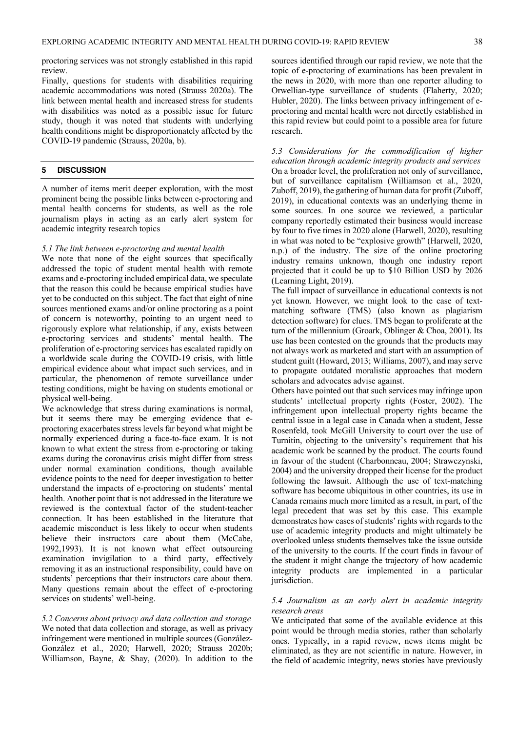proctoring services was not strongly established in this rapid review.

Finally, questions for students with disabilities requiring academic accommodations was noted (Strauss 2020a). The link between mental health and increased stress for students with disabilities was noted as a possible issue for future study, though it was noted that students with underlying health conditions might be disproportionately affected by the COVID-19 pandemic (Strauss, 2020a, b).

## 5 DISCUSSION

A number of items merit deeper exploration, with the most prominent being the possible links between e-proctoring and mental health concerns for students, as well as the role journalism plays in acting as an early alert system for academic integrity research topics

### *5.1 The link between e-proctoring and mental health*

We note that none of the eight sources that specifically addressed the topic of student mental health with remote exams and e-proctoring included empirical data, we speculate that the reason this could be because empirical studies have yet to be conducted on this subject. The fact that eight of nine sources mentioned exams and/or online proctoring as a point of concern is noteworthy, pointing to an urgent need to rigorously explore what relationship, if any, exists between e-proctoring services and students' mental health. The proliferation of e-proctoring services has escalated rapidly on a worldwide scale during the COVID-19 crisis, with little empirical evidence about what impact such services, and in particular, the phenomenon of remote surveillance under testing conditions, might be having on students emotional or physical well-being.

We acknowledge that stress during examinations is normal, but it seems there may be emerging evidence that e-proctoring exacerbates stress levels far beyond what might be normally experienced during a face-to-face exam. It is not known to what extent the stress from e-proctoring or taking exams during the coronavirus crisis might differ from stress under normal examination conditions, though available evidence points to the need for deeper investigation to better understand the impacts of e-proctoring on students' mental health. Another point that is not addressed in the literature we reviewed is the contextual factor of the student-teacher connection. It has been established in the literature that academic misconduct is less likely to occur when students believe their instructors care about them (McCabe, 1992,1993). It is not known what effect outsourcing examination invigilation to a third party, effectively removing it as an instructional responsibility, could have on students' perceptions that their instructors care about them. Many questions remain about the effect of e-proctoring services on students' well-being.

### *5.2 Concerns about privacy and data collection and storage*

We noted that data collection and storage, as well as privacy infringement were mentioned in multiple sources (González-González et al., 2020; Harwell, 2020; Strauss 2020b; Williamson, Bayne, & Shay, (2020). In addition to the sources identified through our rapid review, we note that the topic of e-proctoring of examinations has been prevalent in the news in 2020, with more than one reporter alluding to Orwellian-type surveillance of students (Flaherty, 2020; Hubler, 2020). The links between privacy infringement of e-proctoring and mental health were not directly established in this rapid review but could point to a possible area for future research.

### *5.3 Considerations for the commodification of higher education through academic integrity products and services*

On a broader level, the proliferation not only of surveillance, but of surveillance capitalism (Williamson et al., 2020, Zuboff, 2019), the gathering of human data for profit (Zuboff, 2019), in educational contexts was an underlying theme in some sources. In one source we reviewed, a particular company reportedly estimated their business would increase by four to five times in 2020 alone (Harwell, 2020), resulting in what was noted to be "explosive growth" (Harwell, 2020, n.p.) of the industry. The size of the online proctoring industry remains unknown, though one industry report projected that it could be up to \$10 Billion USD by 2026 (Learning Light, 2019).

The full impact of surveillance in educational contexts is not yet known. However, we might look to the case of text-matching software (TMS) (also known as plagiarism detection software) for clues. TMS began to proliferate at the turn of the millennium (Groark, Oblinger & Choa, 2001). Its use has been contested on the grounds that the products may not always work as marketed and start with an assumption of student guilt (Howard, 2013; Williams, 2007), and may serve to propagate outdated moralistic approaches that modern scholars and advocates advise against.

Others have pointed out that such services may infringe upon students' intellectual property rights (Foster, 2002). The infringement upon intellectual property rights became the central issue in a legal case in Canada when a student, Jesse Rosenfeld, took McGill University to court over the use of Turnitin, objecting to the university's requirement that his academic work be scanned by the product. The courts found in favour of the student (Charbonneau, 2004; Strawczynski, 2004) and the university dropped their license for the product following the lawsuit. Although the use of text-matching software has become ubiquitous in other countries, its use in Canada remains much more limited as a result, in part, of the legal precedent that was set by this case. This example demonstrates how cases of students' rights with regards to the use of academic integrity products and might ultimately be overlooked unless students themselves take the issue outside of the university to the courts. If the court finds in favour of the student it might change the trajectory of how academic integrity products are implemented in a particular jurisdiction.

### *5.4 Journalism as an early alert in academic integrity research areas*

We anticipated that some of the available evidence at this point would be through media stories, rather than scholarly ones. Typically, in a rapid review, news items might be eliminated, as they are not scientific in nature. However, in the field of academic integrity, news stories have previously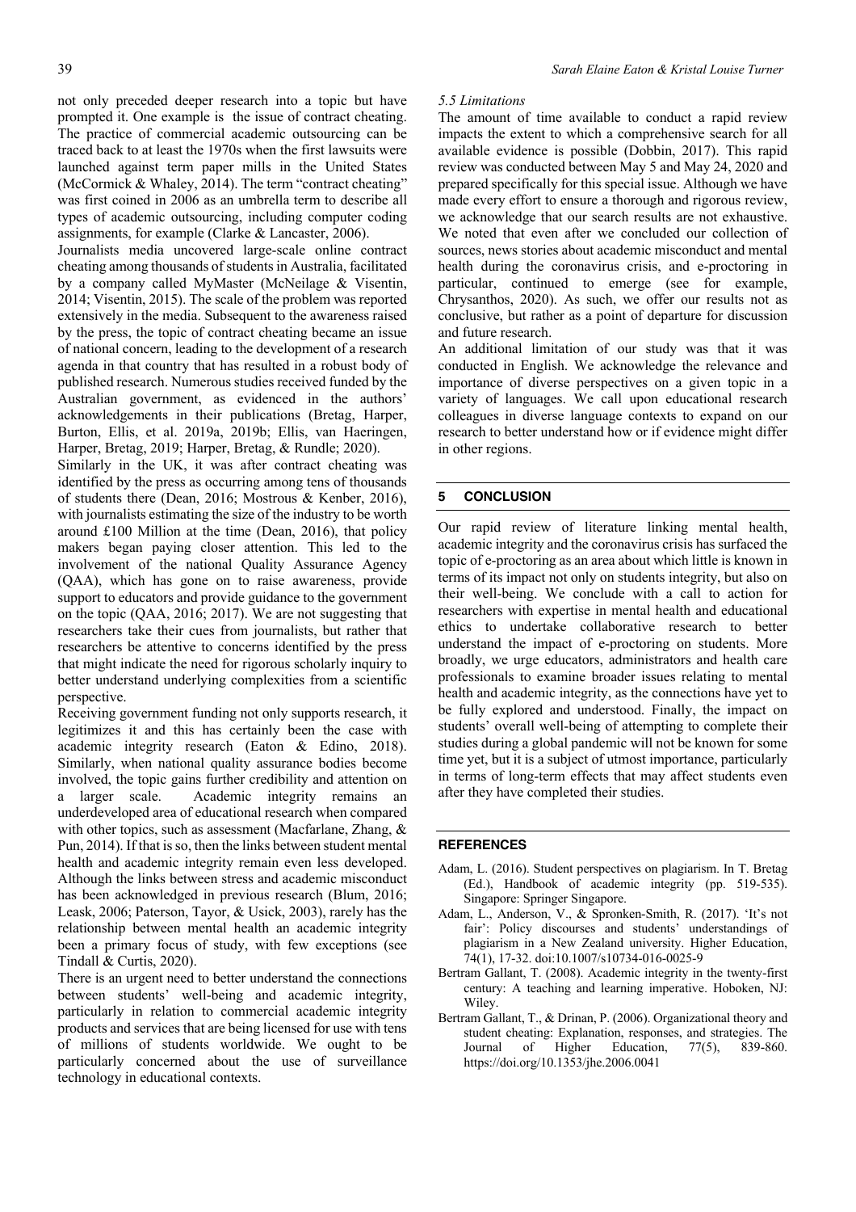not only preceded deeper research into a topic but have prompted it. One example is the issue of contract cheating. The practice of commercial academic outsourcing can be traced back to at least the 1970s when the first lawsuits were launched against term paper mills in the United States (McCormick & Whaley, 2014). The term "contract cheating" was first coined in 2006 as an umbrella term to describe all types of academic outsourcing, including computer coding assignments, for example (Clarke & Lancaster, 2006).

Journalists media uncovered large-scale online contract cheating among thousands of students in Australia, facilitated by a company called MyMaster (McNeilage & Visentin, 2014; Visentin, 2015). The scale of the problem was reported extensively in the media. Subsequent to the awareness raised by the press, the topic of contract cheating became an issue of national concern, leading to the development of a research agenda in that country that has resulted in a robust body of published research. Numerous studies received funded by the Australian government, as evidenced in the authors' acknowledgements in their publications (Bretag, Harper, Burton, Ellis, et al. 2019a, 2019b; Ellis, van Haeringen, Harper, Bretag, 2019; Harper, Bretag, & Rundle; 2020).

Similarly in the UK, it was after contract cheating was identified by the press as occurring among tens of thousands of students there (Dean, 2016; Mostrous & Kenber, 2016), with journalists estimating the size of the industry to be worth around £100 Million at the time (Dean, 2016), that policy makers began paying closer attention. This led to the involvement of the national Quality Assurance Agency (QAA), which has gone on to raise awareness, provide support to educators and provide guidance to the government on the topic (QAA, 2016; 2017). We are not suggesting that researchers take their cues from journalists, but rather that researchers be attentive to concerns identified by the press that might indicate the need for rigorous scholarly inquiry to better understand underlying complexities from a scientific perspective.

Receiving government funding not only supports research, it legitimizes it and this has certainly been the case with academic integrity research (Eaton & Edino, 2018). Similarly, when national quality assurance bodies become involved, the topic gains further credibility and attention on a larger scale. Academic integrity remains an underdeveloped area of educational research when compared with other topics, such as assessment (Macfarlane, Zhang, & Pun, 2014). If that is so, then the links between student mental health and academic integrity remain even less developed. Although the links between stress and academic misconduct has been acknowledged in previous research (Blum, 2016; Leask, 2006; Paterson, Tayor, & Usick, 2003), rarely has the relationship between mental health an academic integrity been a primary focus of study, with few exceptions (see Tindall & Curtis, 2020).

There is an urgent need to better understand the connections between students' well-being and academic integrity, particularly in relation to commercial academic integrity products and services that are being licensed for use with tens of millions of students worldwide. We ought to be particularly concerned about the use of surveillance technology in educational contexts.

### *5.5 Limitations*

The amount of time available to conduct a rapid review impacts the extent to which a comprehensive search for all available evidence is possible (Dobbin, 2017). This rapid review was conducted between May 5 and May 24, 2020 and prepared specifically for this special issue. Although we have made every effort to ensure a thorough and rigorous review, we acknowledge that our search results are not exhaustive. We noted that even after we concluded our collection of sources, news stories about academic misconduct and mental health during the coronavirus crisis, and e-proctoring in particular, continued to emerge (see for example, Chrysanthos, 2020). As such, we offer our results not as conclusive, but rather as a point of departure for discussion and future research.

An additional limitation of our study was that it was conducted in English. We acknowledge the relevance and importance of diverse perspectives on a given topic in a variety of languages. We call upon educational research colleagues in diverse language contexts to expand on our research to better understand how or if evidence might differ in other regions.

## 5 CONCLUSION

Our rapid review of literature linking mental health, academic integrity and the coronavirus crisis has surfaced the topic of e-proctoring as an area about which little is known in terms of its impact not only on students integrity, but also on their well-being. We conclude with a call to action for researchers with expertise in mental health and educational ethics to undertake collaborative research to better understand the impact of e-proctoring on students. More broadly, we urge educators, administrators and health care professionals to examine broader issues relating to mental health and academic integrity, as the connections have yet to be fully explored and understood. Finally, the impact on students' overall well-being of attempting to complete their studies during a global pandemic will not be known for some time yet, but it is a subject of utmost importance, particularly in terms of long-term effects that may affect students even after they have completed their studies.

## REFERENCES

- Adam, L. (2016). Student perspectives on plagiarism. In T. Bretag (Ed.), Handbook of academic integrity (pp. 519-535). Singapore: Springer Singapore.
- Adam, L., Anderson, V., & Spronken-Smith, R. (2017). 'It's not fair': Policy discourses and students' understandings of plagiarism in a New Zealand university. Higher Education, 74(1), 17-32. doi:10.1007/s10734-016-0025-9
- Bertram Gallant, T. (2008). Academic integrity in the twenty-first century: A teaching and learning imperative. Hoboken, NJ: Wiley.
- Bertram Gallant, T., & Drinan, P. (2006). Organizational theory and student cheating: Explanation, responses, and strategies. The Journal of Higher Education, 77(5), 839-860. https://doi.org/10.1353/jhe.2006.0041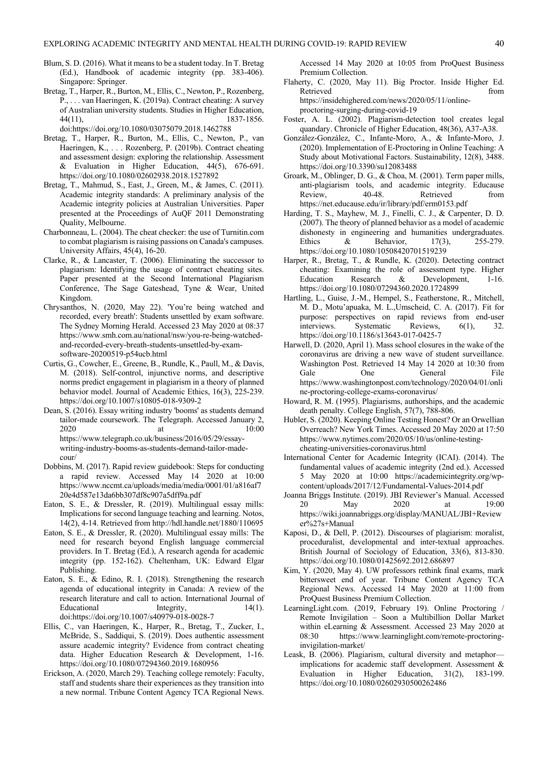Blum, S. D. (2016). What it means to be a student today. In T. Bretag (Ed.), Handbook of academic integrity (pp. 383-406). Singapore: Springer.

Bretag, T., Harper, R., Burton, M., Ellis, C., Newton, P., Rozenberg, P., . . . van Haeringen, K. (2019a). Contract cheating: A survey of Australian university students. Studies in Higher Education, 44(11), 1837-1856. doi:https://doi.org/10.1080/03075079.2018.1462788

Bretag, T., Harper, R., Burton, M., Ellis, C., Newton, P., van Haeringen, K., . . . Rozenberg, P. (2019b). Contract cheating and assessment design: exploring the relationship. Assessment & Evaluation in Higher Education, 44(5), 676-691. https://doi.org/10.1080/02602938.2018.1527892

Bretag, T., Mahmud, S., East, J., Green, M., & James, C. (2011). Academic integrity standards: A preliminary analysis of the Academic integrity policies at Australian Universities. Paper presented at the Proceedings of AuQF 2011 Demonstrating Quality, Melbourne.

Charbonneau, L. (2004). The cheat checker: the use of Turnitin.com to combat plagiarism is raising passions on Canada's campuses. University Affairs, 45(4), 16-20.

Clarke, R., & Lancaster, T. (2006). Eliminating the successor to plagiarism: Identifying the usage of contract cheating sites. Paper presented at the Second International Plagiarism Conference, The Sage Gateshead, Tyne & Wear, United Kingdom.

Chrysanthos, N. (2020, May 22). 'You're being watched and recorded, every breath': Students unsettled by exam software. The Sydney Morning Herald. Accessed 23 May 2020 at 08:37 https://www.smh.com.au/national/nsw/you-re-being-watched-and-recorded-every-breath-students-unsettled-by-exam-software-20200519-p54ucb.html

Curtis, G., Cowcher, E., Greene, B., Rundle, K., Paull, M., & Davis, M. (2018). Self-control, injunctive norms, and descriptive norms predict engagement in plagiarism in a theory of planned behavior model. Journal of Academic Ethics, 16(3), 225-239. https://doi.org/10.1007/s10805-018-9309-2

Dean, S. (2016). Essay writing industry 'booms' as students demand tailor-made coursework. The Telegraph. Accessed January 2, 2020 at 10:00 https://www.telegraph.co.uk/business/2016/05/29/essay-writing-industry-booms-as-students-demand-tailor-made-cour/

Dobbins, M. (2017). Rapid review guidebook: Steps for conducting a rapid review. Accessed May 14 2020 at 10:00 https://www.nccmt.ca/uploads/media/media/0001/01/a816af720e4d587e13da6bb307df8c907a5dff9a.pdf

Eaton, S. E., & Dressler, R. (2019). Multilingual essay mills: Implications for second language teaching and learning. Notos, 14(2), 4-14. Retrieved from http://hdl.handle.net/1880/110695

Eaton, S. E., & Dressler, R. (2020). Multilingual essay mills: The need for research beyond English language commercial providers. In T. Bretag (Ed.), A research agenda for academic integrity (pp. 152-162). Cheltenham, UK: Edward Elgar Publishing.

Eaton, S. E., & Edino, R. I. (2018). Strengthening the research agenda of educational integrity in Canada: A review of the research literature and call to action. International Journal of Educational Integrity, 14(1). doi:https://doi.org/10.1007/s40979-018-0028-7

Ellis, C., van Haeringen, K., Harper, R., Bretag, T., Zucker, I., McBride, S., Saddiqui, S. (2019). Does authentic assessment assure academic integrity? Evidence from contract cheating data. Higher Education Research & Development, 1-16. https://doi.org/10.1080/07294360.2019.1680956

Erickson, A. (2020, March 29). Teaching college remotely: Faculty, staff and students share their experiences as they transition into a new normal. Tribune Content Agency TCA Regional News. Accessed 14 May 2020 at 10:05 from ProQuest Business Premium Collection.

Flaherty, C. (2020, May 11). Big Proctor. Inside Higher Ed. Retrieved from https://insidehighered.com/news/2020/05/11/online-proctoring-surging-during-covid-19

Foster, A. L. (2002). Plagiarism-detection tool creates legal quandary. Chronicle of Higher Education, 48(36), A37-A38.

González-González, C., Infante-Moro, A., & Infante-Moro, J. (2020). Implementation of E-Proctoring in Online Teaching: A Study about Motivational Factors. Sustainability, 12(8), 3488. https://doi.org/10.3390/su12083488

Groark, M., Oblinger, D. G., & Choa, M. (2001). Term paper mills, anti-plagiarism tools, and academic integrity. Educause Review, 40-48. Retrieved from https://net.educause.edu/ir/library/pdf/erm0153.pdf

Harding, T. S., Mayhew, M. J., Finelli, C. J., & Carpenter, D. D. (2007). The theory of planned behavior as a model of academic dishonesty in engineering and humanities undergraduates. Ethics & Behavior, 17(3), 255-279. https://doi.org/10.1080/10508420701519239

Harper, R., Bretag, T., & Rundle, K. (2020). Detecting contract cheating: Examining the role of assessment type. Higher Education Research & Development, 1-16. https://doi.org/10.1080/07294360.2020.1724899

Hartling, L., Guise, J.-M., Hempel, S., Featherstone, R., Mitchell, M. D., Motu'apuaka, M. L.,Umscheid, C. A. (2017). Fit for purpose: perspectives on rapid reviews from end-user interviews. Systematic Reviews, 6(1), 32. https://doi.org/10.1186/s13643-017-0425-7

Harwell, D. (2020, April 1). Mass school closures in the wake of the coronavirus are driving a new wave of student surveillance. Washington Post. Retrieved 14 May 14 2020 at 10:30 from Gale One General File https://www.washingtonpost.com/technology/2020/04/01/online-proctoring-college-exams-coronavirus/

Howard, R. M. (1995). Plagiarisms, authorships, and the academic death penalty. College English, 57(7), 788-806.

Hubler, S. (2020). Keeping Online Testing Honest? Or an Orwellian Overreach? New York Times. Accessed 20 May 2020 at 17:50 https://www.nytimes.com/2020/05/10/us/online-testing-cheating-universities-coronavirus.html

International Center for Academic Integrity (ICAI). (2014). The fundamental values of academic integrity (2nd ed.). Accessed 5 May 2020 at 10:00 https://academicintegrity.org/wp-content/uploads/2017/12/Fundamental-Values-2014.pdf

Joanna Briggs Institute. (2019). JBI Reviewer's Manual. Accessed 20 May 2020 at 19:00 https://wiki.joannabriggs.org/display/MANUAL/JBI+Reviewer%27s+Manual

Kaposi, D., & Dell, P. (2012). Discourses of plagiarism: moralist, proceduralist, developmental and inter-textual approaches. British Journal of Sociology of Education, 33(6), 813-830. https://doi.org/10.1080/01425692.2012.686897

Kim, Y. (2020, May 4). UW professors rethink final exams, mark bittersweet end of year. Tribune Content Agency TCA Regional News. Accessed 14 May 2020 at 11:00 from ProQuest Business Premium Collection.

LearningLight.com. (2019, February 19). Online Proctoring / Remote Invigilation – Soon a Multibillion Dollar Market within eLearning & Assessment. Accessed 23 May 2020 at 08:30 https://www.learninglight.com/remote-proctoring-invigilation-market/

Leask, B. (2006). Plagiarism, cultural diversity and metaphor—implications for academic staff development. Assessment & Evaluation in Higher Education, 31(2), 183-199. https://doi.org/10.1080/02602930500262486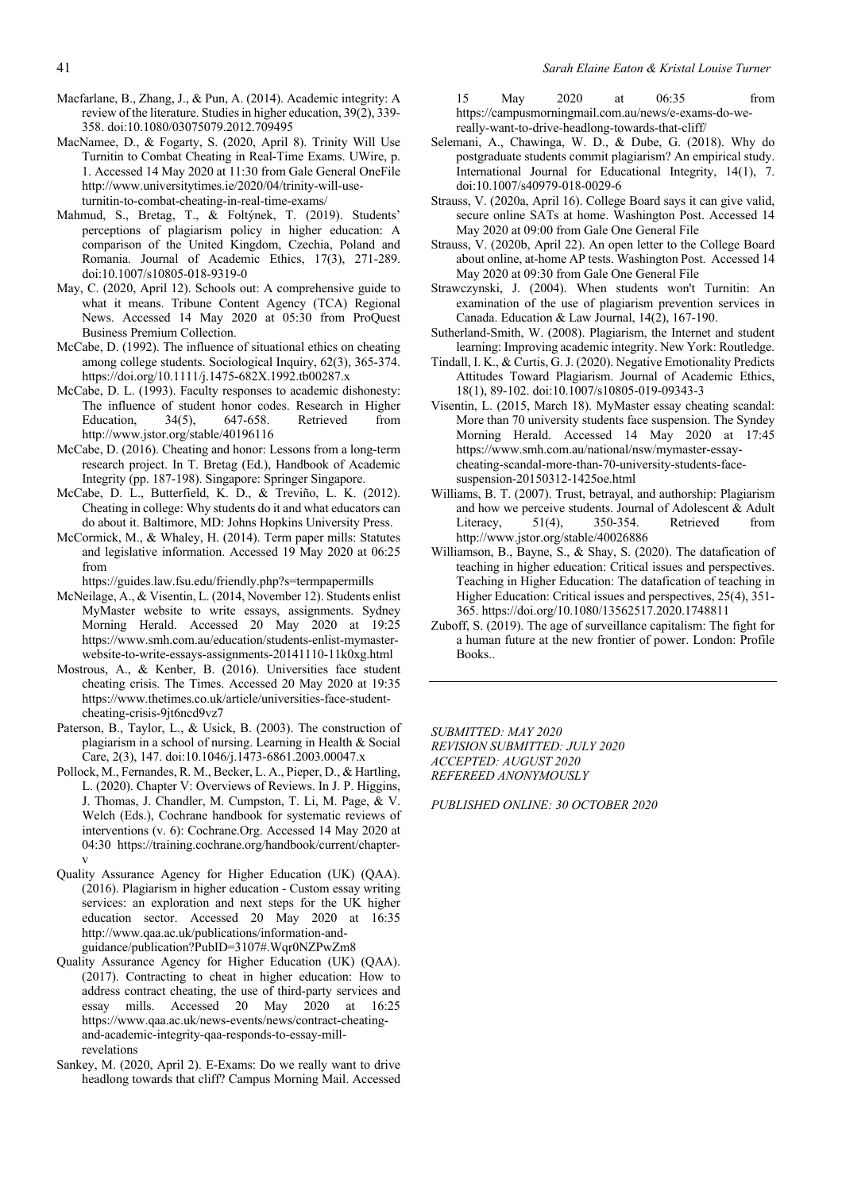Macfarlane, B., Zhang, J., & Pun, A. (2014). Academic integrity: A review of the literature. Studies in higher education, 39(2), 339-358. doi:10.1080/03075079.2012.709495

MacNamee, D., & Fogarty, S. (2020, April 8). Trinity Will Use Turnitin to Combat Cheating in Real-Time Exams. UWire, p. 1. Accessed 14 May 2020 at 11:30 from Gale General OneFile http://www.universitytimes.ie/2020/04/trinity-will-use-turnitin-to-combat-cheating-in-real-time-exams/

Mahmud, S., Bretag, T., & Foltýnek, T. (2019). Students' perceptions of plagiarism policy in higher education: A comparison of the United Kingdom, Czechia, Poland and Romania. Journal of Academic Ethics, 17(3), 271-289. doi:10.1007/s10805-018-9319-0

May, C. (2020, April 12). Schools out: A comprehensive guide to what it means. Tribune Content Agency (TCA) Regional News. Accessed 14 May 2020 at 05:30 from ProQuest Business Premium Collection.

McCabe, D. (1992). The influence of situational ethics on cheating among college students. Sociological Inquiry, 62(3), 365-374. https://doi.org/10.1111/j.1475-682X.1992.tb00287.x

McCabe, D. L. (1993). Faculty responses to academic dishonesty: The influence of student honor codes. Research in Higher Education, 34(5), 647-658. Retrieved from http://www.jstor.org/stable/40196116

McCabe, D. (2016). Cheating and honor: Lessons from a long-term research project. In T. Bretag (Ed.), Handbook of Academic Integrity (pp. 187-198). Singapore: Springer Singapore.

McCabe, D. L., Butterfield, K. D., & Treviño, L. K. (2012). Cheating in college: Why students do it and what educators can do about it. Baltimore, MD: Johns Hopkins University Press.

McCormick, M., & Whaley, H. (2014). Term paper mills: Statutes and legislative information. Accessed 19 May 2020 at 06:25 from https://guides.law.fsu.edu/friendly.php?s=termpapermills

McNeilage, A., & Visentin, L. (2014, November 12). Students enlist MyMaster website to write essays, assignments. Sydney Morning Herald. Accessed 20 May 2020 at 19:25 https://www.smh.com.au/education/students-enlist-mymaster-website-to-write-essays-assignments-20141110-11k0xg.html

Mostrous, A., & Kenber, B. (2016). Universities face student cheating crisis. The Times. Accessed 20 May 2020 at 19:35 https://www.thetimes.co.uk/article/universities-face-student-cheating-crisis-9jt6ncd9vz7

Paterson, B., Taylor, L., & Usick, B. (2003). The construction of plagiarism in a school of nursing. Learning in Health & Social Care, 2(3), 147. doi:10.1046/j.1473-6861.2003.00047.x

Pollock, M., Fernandes, R. M., Becker, L. A., Pieper, D., & Hartling, L. (2020). Chapter V: Overviews of Reviews. In J. P. Higgins, J. Thomas, J. Chandler, M. Cumpston, T. Li, M. Page, & V. Welch (Eds.), Cochrane handbook for systematic reviews of interventions (v. 6): Cochrane.Org. Accessed 14 May 2020 at 04:30 https://training.cochrane.org/handbook/current/chapter-v

Quality Assurance Agency for Higher Education (UK) (QAA). (2016). Plagiarism in higher education - Custom essay writing services: an exploration and next steps for the UK higher education sector. Accessed 20 May 2020 at 16:35 http://www.qaa.ac.uk/publications/information-and-guidance/publication?PubID=3107#.Wqr0NZPwZm8

Quality Assurance Agency for Higher Education (UK) (QAA). (2017). Contracting to cheat in higher education: How to address contract cheating, the use of third-party services and essay mills. Accessed 20 May 2020 at 16:25 https://www.qaa.ac.uk/news-events/news/contract-cheating-and-academic-integrity-qaa-responds-to-essay-mill-revelations

Sankey, M. (2020, April 2). E-Exams: Do we really want to drive headlong towards that cliff? Campus Morning Mail. Accessed 15 May 2020 at 06:35 from https://campusmorningmail.com.au/news/e-exams-do-we-really-want-to-drive-headlong-towards-that-cliff/

Selemani, A., Chawinga, W. D., & Dube, G. (2018). Why do postgraduate students commit plagiarism? An empirical study. International Journal for Educational Integrity, 14(1), 7. doi:10.1007/s40979-018-0029-6

Strauss, V. (2020a, April 16). College Board says it can give valid, secure online SATs at home. Washington Post. Accessed 14 May 2020 at 09:00 from Gale One General File

Strauss, V. (2020b, April 22). An open letter to the College Board about online, at-home AP tests. Washington Post. Accessed 14 May 2020 at 09:30 from Gale One General File

Strawczynski, J. (2004). When students won't Turnitin: An examination of the use of plagiarism prevention services in Canada. Education & Law Journal, 14(2), 167-190.

Sutherland-Smith, W. (2008). Plagiarism, the Internet and student learning: Improving academic integrity. New York: Routledge.

Tindall, I. K., & Curtis, G. J. (2020). Negative Emotionality Predicts Attitudes Toward Plagiarism. Journal of Academic Ethics, 18(1), 89-102. doi:10.1007/s10805-019-09343-3

Visentin, L. (2015, March 18). MyMaster essay cheating scandal: More than 70 university students face suspension. The Syndey Morning Herald. Accessed 14 May 2020 at 17:45 https://www.smh.com.au/national/nsw/mymaster-essay-cheating-scandal-more-than-70-university-students-face-suspension-20150312-1425oe.html

Williams, B. T. (2007). Trust, betrayal, and authorship: Plagiarism and how we perceive students. Journal of Adolescent & Adult Literacy, 51(4), 350-354. Retrieved from http://www.jstor.org/stable/40026886

Williamson, B., Bayne, S., & Shay, S. (2020). The datafication of teaching in higher education: Critical issues and perspectives. Teaching in Higher Education: The datafication of teaching in Higher Education: Critical issues and perspectives, 25(4), 351-365. https://doi.org/10.1080/13562517.2020.1748811

Zuboff, S. (2019). The age of surveillance capitalism: The fight for a human future at the new frontier of power. London: Profile Books..

---

*SUBMITTED: MAY 2020*
*REVISION SUBMITTED: JULY 2020*
*ACCEPTED: AUGUST 2020*
*REFEREED ANONYMOUSLY*

*PUBLISHED ONLINE: 30 OCTOBER 2020*